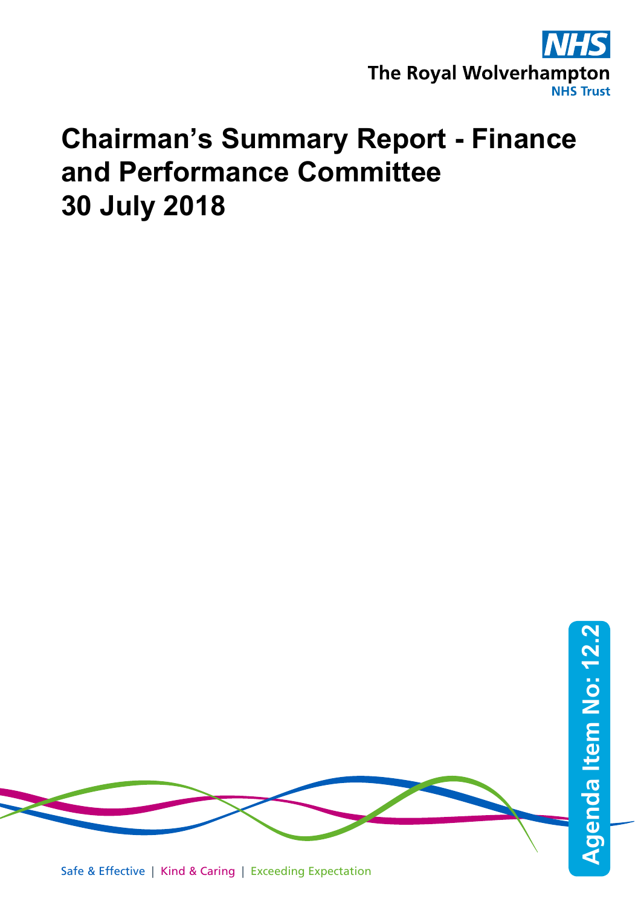The Royal Wolverhampton NHS Trust

# Chairman's Summary Report - Finance and Performance Committee 30 July 2018

Agenda Item No: 12.2

Safe & Effective | Kind & Caring | Exceeding Expectation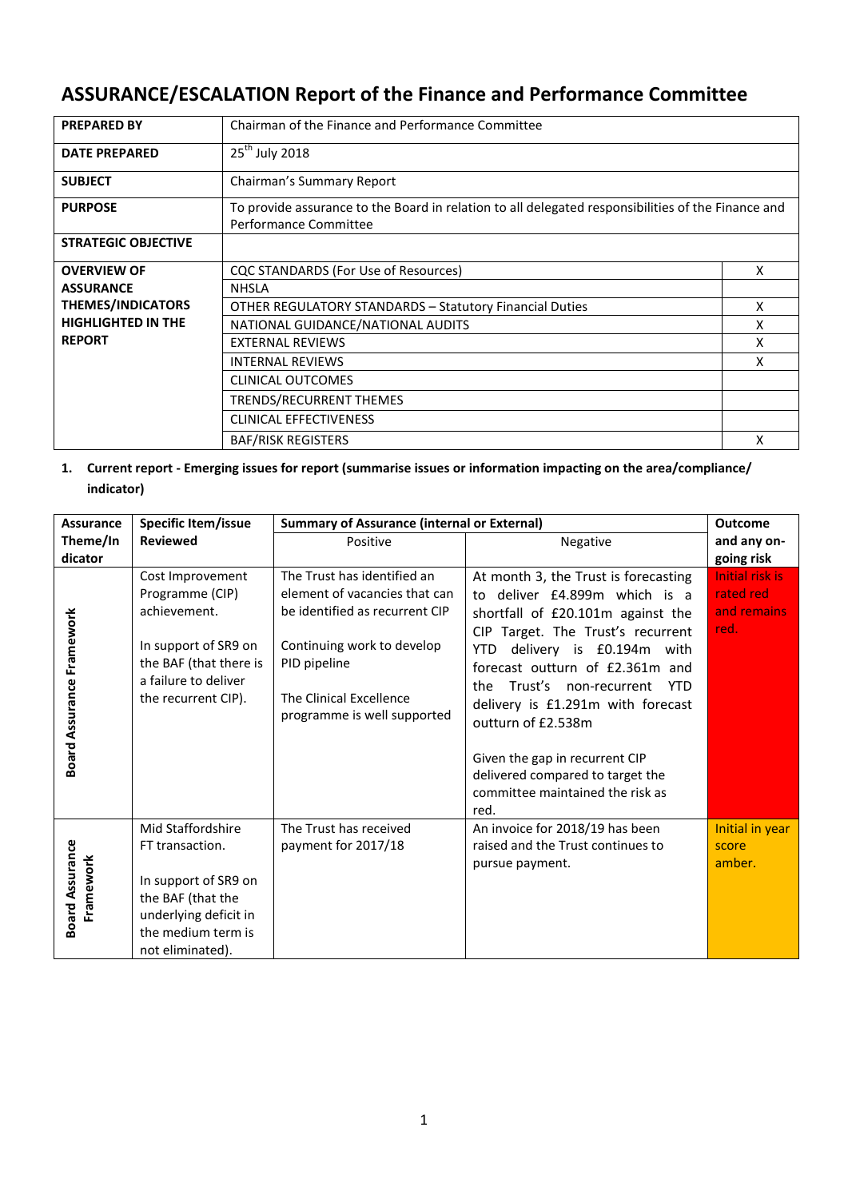# ASSURANCE/ESCALATION Report of the Finance and Performance Committee

| | | |
|---|---|---|
| **PREPARED BY** | Chairman of the Finance and Performance Committee | |
| **DATE PREPARED** | 25th July 2018 | |
| **SUBJECT** | Chairman's Summary Report | |
| **PURPOSE** | To provide assurance to the Board in relation to all delegated responsibilities of the Finance and Performance Committee | |
| **STRATEGIC OBJECTIVE** | | |
| **OVERVIEW OF ASSURANCE THEMES/INDICATORS HIGHLIGHTED IN THE REPORT** | CQC STANDARDS (For Use of Resources) | X |
| | NHSLA | |
| | OTHER REGULATORY STANDARDS – Statutory Financial Duties | X |
| | NATIONAL GUIDANCE/NATIONAL AUDITS | X |
| | EXTERNAL REVIEWS | X |
| | INTERNAL REVIEWS | X |
| | CLINICAL OUTCOMES | |
| | TRENDS/RECURRENT THEMES | |
| | CLINICAL EFFECTIVENESS | |
| | BAF/RISK REGISTERS | X |

**1. Current report - Emerging issues for report (summarise issues or information impacting on the area/compliance/ indicator)**

| Assurance Theme/Indicator | Specific Item/issue Reviewed | Summary of Assurance (internal or External) | | Outcome and any on-going risk |
|---|---|---|---|---|
| | | Positive | Negative | |
| Board Assurance Framework | Cost Improvement Programme (CIP) achievement.<br><br>In support of SR9 on the BAF (that there is a failure to deliver the recurrent CIP). | The Trust has identified an element of vacancies that can be identified as recurrent CIP<br><br>Continuing work to develop PID pipeline<br><br>The Clinical Excellence programme is well supported | At month 3, the Trust is forecasting to deliver £4.899m which is a shortfall of £20.101m against the CIP Target. The Trust's recurrent YTD delivery is £0.194m with forecast outturn of £2.361m and the Trust's non-recurrent YTD delivery is £1.291m with forecast outturn of £2.538m<br><br>Given the gap in recurrent CIP delivered compared to target the committee maintained the risk as red. | Initial risk is rated red and remains red. |
| Board Assurance Framework | Mid Staffordshire FT transaction.<br><br>In support of SR9 on the BAF (that the underlying deficit in the medium term is not eliminated). | The Trust has received payment for 2017/18 | An invoice for 2018/19 has been raised and the Trust continues to pursue payment. | Initial in year score amber. |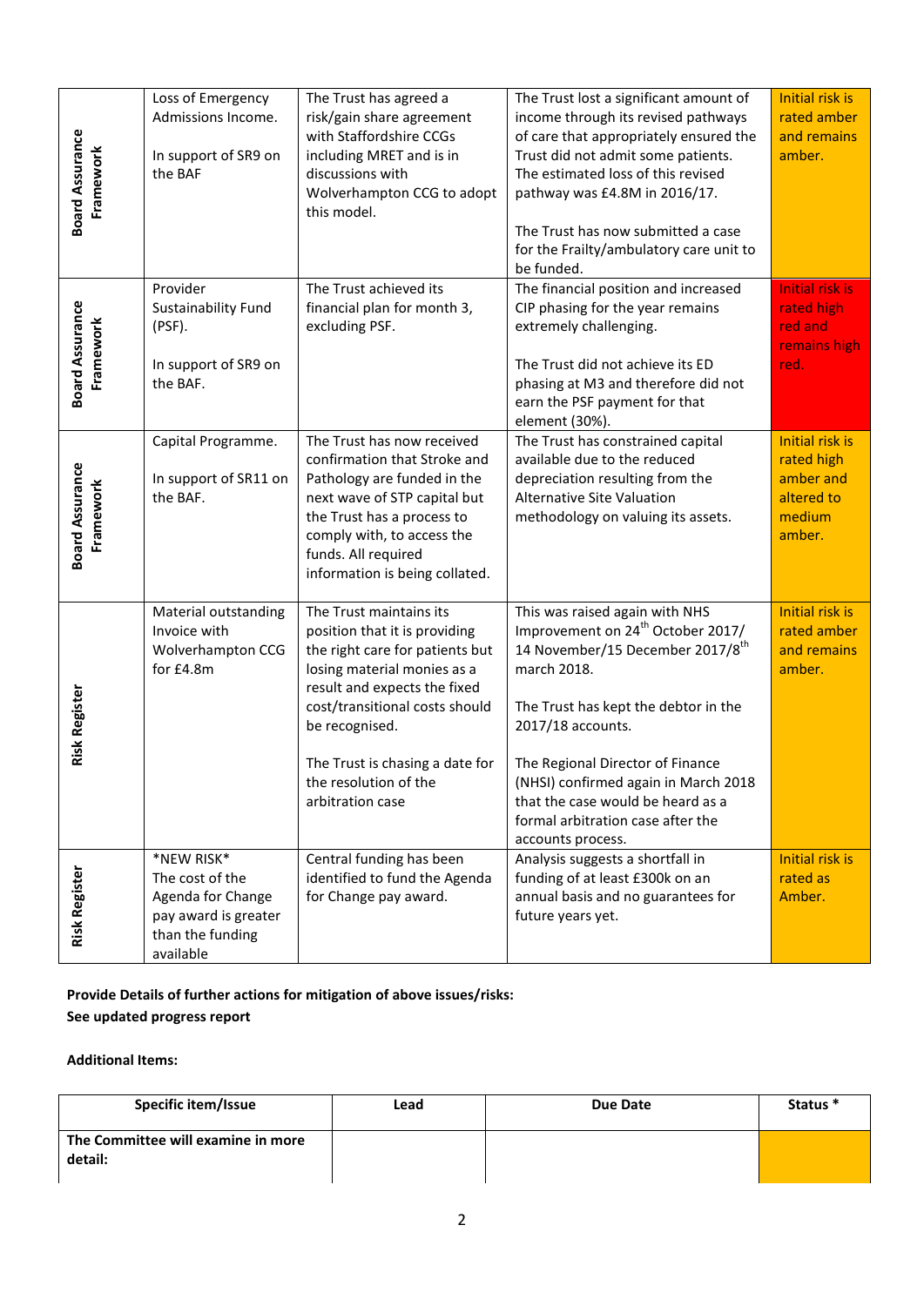| | | | | |
|---|---|---|---|---|
| Board Assurance Framework | Loss of Emergency Admissions Income.<br><br>In support of SR9 on the BAF | The Trust has agreed a risk/gain share agreement with Staffordshire CCGs including MRET and is in discussions with Wolverhampton CCG to adopt this model. | The Trust lost a significant amount of income through its revised pathways of care that appropriately ensured the Trust did not admit some patients. The estimated loss of this revised pathway was £4.8M in 2016/17.<br><br>The Trust has now submitted a case for the Frailty/ambulatory care unit to be funded. | Initial risk is rated amber and remains amber. |
| Board Assurance Framework | Provider Sustainability Fund (PSF).<br><br>In support of SR9 on the BAF. | The Trust achieved its financial plan for month 3, excluding PSF. | The financial position and increased CIP phasing for the year remains extremely challenging.<br><br>The Trust did not achieve its ED phasing at M3 and therefore did not earn the PSF payment for that element (30%). | Initial risk is rated high red and remains high red. |
| Board Assurance Framework | Capital Programme.<br><br>In support of SR11 on the BAF. | The Trust has now received confirmation that Stroke and Pathology are funded in the next wave of STP capital but the Trust has a process to comply with, to access the funds. All required information is being collated. | The Trust has constrained capital available due to the reduced depreciation resulting from the Alternative Site Valuation methodology on valuing its assets. | Initial risk is rated high amber and altered to medium amber. |
| Risk Register | Material outstanding Invoice with Wolverhampton CCG for £4.8m | The Trust maintains its position that it is providing the right care for patients but losing material monies as a result and expects the fixed cost/transitional costs should be recognised.<br><br>The Trust is chasing a date for the resolution of the arbitration case | This was raised again with NHS Improvement on 24th October 2017/ 14 November/15 December 2017/8th march 2018.<br><br>The Trust has kept the debtor in the 2017/18 accounts.<br><br>The Regional Director of Finance (NHSI) confirmed again in March 2018 that the case would be heard as a formal arbitration case after the accounts process. | Initial risk is rated amber and remains amber. |
| Risk Register | *NEW RISK* The cost of the Agenda for Change pay award is greater than the funding available | Central funding has been identified to fund the Agenda for Change pay award. | Analysis suggests a shortfall in funding of at least £300k on an annual basis and no guarantees for future years yet. | Initial risk is rated as Amber. |

**Provide Details of further actions for mitigation of above issues/risks:**
**See updated progress report**

**Additional Items:**

| Specific item/Issue | Lead | Due Date | Status * |
|---|---|---|---|
| **The Committee will examine in more detail:** | | | |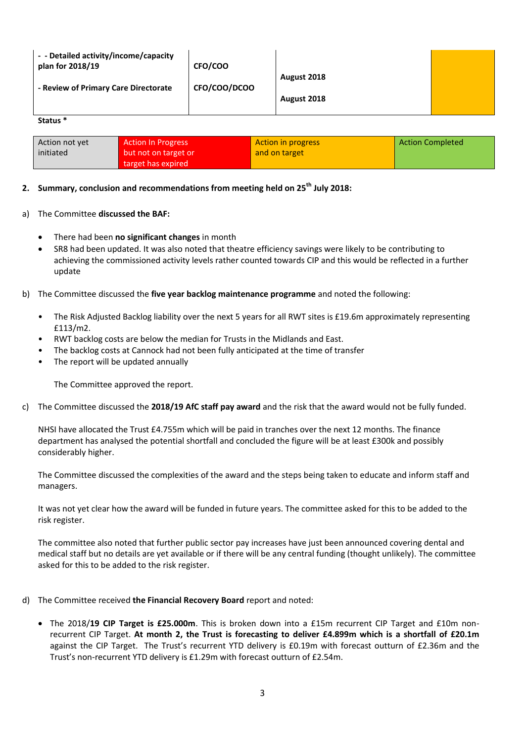| - - Detailed activity/income/capacity plan for 2018/19<br><br>- Review of Primary Care Directorate | CFO/COO<br><br>CFO/COO/DCOO | August 2018<br><br>August 2018 | |
|---|---|---|---|

**Status ***

| Action not yet initiated | Action In Progress but not on target or target has expired | Action in progress and on target | Action Completed |
|---|---|---|---|

## 2. Summary, conclusion and recommendations from meeting held on 25th July 2018:

a) The Committee **discussed the BAF:**

- There had been **no significant changes** in month
- SR8 had been updated. It was also noted that theatre efficiency savings were likely to be contributing to achieving the commissioned activity levels rather counted towards CIP and this would be reflected in a further update

b) The Committee discussed the **five year backlog maintenance programme** and noted the following:

- The Risk Adjusted Backlog liability over the next 5 years for all RWT sites is £19.6m approximately representing £113/m2.
- RWT backlog costs are below the median for Trusts in the Midlands and East.
- The backlog costs at Cannock had not been fully anticipated at the time of transfer
- The report will be updated annually

The Committee approved the report.

c) The Committee discussed the **2018/19 AfC staff pay award** and the risk that the award would not be fully funded.

NHSI have allocated the Trust £4.755m which will be paid in tranches over the next 12 months. The finance department has analysed the potential shortfall and concluded the figure will be at least £300k and possibly considerably higher.

The Committee discussed the complexities of the award and the steps being taken to educate and inform staff and managers.

It was not yet clear how the award will be funded in future years. The committee asked for this to be added to the risk register.

The committee also noted that further public sector pay increases have just been announced covering dental and medical staff but no details are yet available or if there will be any central funding (thought unlikely). The committee asked for this to be added to the risk register.

d) The Committee received **the Financial Recovery Board** report and noted:

- The 2018/**19 CIP Target is £25.000m**. This is broken down into a £15m recurrent CIP Target and £10m non-recurrent CIP Target. **At month 2, the Trust is forecasting to deliver £4.899m which is a shortfall of £20.1m** against the CIP Target. The Trust's recurrent YTD delivery is £0.19m with forecast outturn of £2.36m and the Trust's non-recurrent YTD delivery is £1.29m with forecast outturn of £2.54m.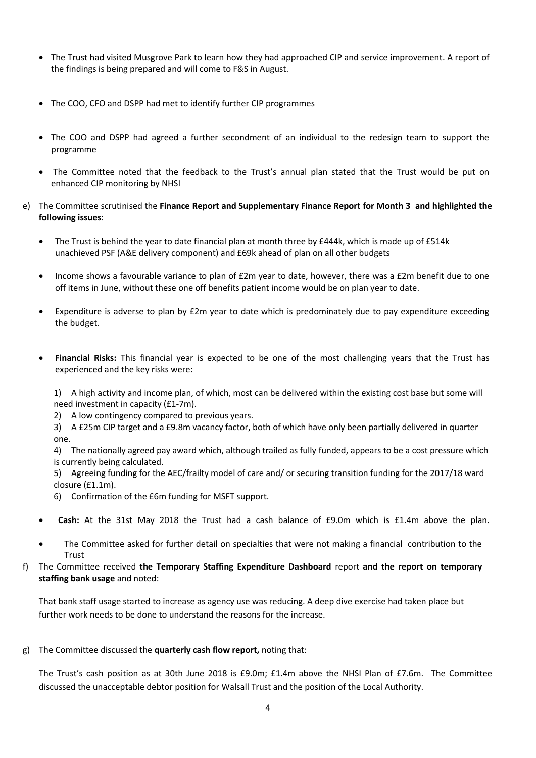- The Trust had visited Musgrove Park to learn how they had approached CIP and service improvement. A report of the findings is being prepared and will come to F&S in August.

- The COO, CFO and DSPP had met to identify further CIP programmes

- The COO and DSPP had agreed a further secondment of an individual to the redesign team to support the programme

- The Committee noted that the feedback to the Trust's annual plan stated that the Trust would be put on enhanced CIP monitoring by NHSI

e) The Committee scrutinised the **Finance Report and Supplementary Finance Report for Month 3 and highlighted the following issues**:

- The Trust is behind the year to date financial plan at month three by £444k, which is made up of £514k unachieved PSF (A&E delivery component) and £69k ahead of plan on all other budgets

- Income shows a favourable variance to plan of £2m year to date, however, there was a £2m benefit due to one off items in June, without these one off benefits patient income would be on plan year to date.

- Expenditure is adverse to plan by £2m year to date which is predominately due to pay expenditure exceeding the budget.

- **Financial Risks:** This financial year is expected to be one of the most challenging years that the Trust has experienced and the key risks were:

  1) A high activity and income plan, of which, most can be delivered within the existing cost base but some will need investment in capacity (£1-7m).
  2) A low contingency compared to previous years.
  3) A £25m CIP target and a £9.8m vacancy factor, both of which have only been partially delivered in quarter one.
  4) The nationally agreed pay award which, although trailed as fully funded, appears to be a cost pressure which is currently being calculated.
  5) Agreeing funding for the AEC/frailty model of care and/ or securing transition funding for the 2017/18 ward closure (£1.1m).
  6) Confirmation of the £6m funding for MSFT support.

- **Cash:** At the 31st May 2018 the Trust had a cash balance of £9.0m which is £1.4m above the plan.

- The Committee asked for further detail on specialties that were not making a financial contribution to the Trust

f) The Committee received **the Temporary Staffing Expenditure Dashboard** report **and the report on temporary staffing bank usage** and noted:

That bank staff usage started to increase as agency use was reducing. A deep dive exercise had taken place but further work needs to be done to understand the reasons for the increase.

g) The Committee discussed the **quarterly cash flow report,** noting that:

The Trust's cash position as at 30th June 2018 is £9.0m; £1.4m above the NHSI Plan of £7.6m. The Committee discussed the unacceptable debtor position for Walsall Trust and the position of the Local Authority.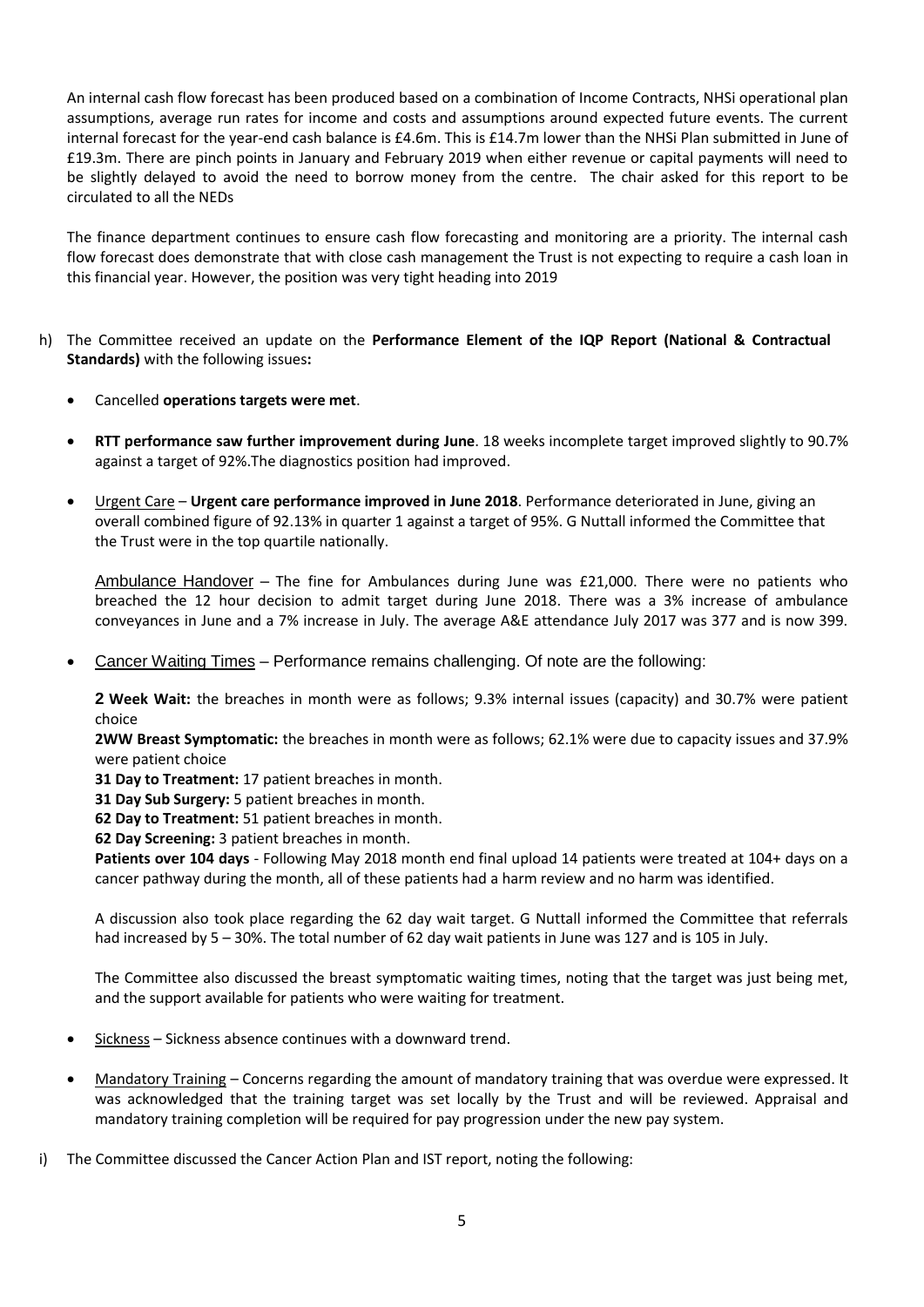An internal cash flow forecast has been produced based on a combination of Income Contracts, NHSi operational plan assumptions, average run rates for income and costs and assumptions around expected future events. The current internal forecast for the year-end cash balance is £4.6m. This is £14.7m lower than the NHSi Plan submitted in June of £19.3m. There are pinch points in January and February 2019 when either revenue or capital payments will need to be slightly delayed to avoid the need to borrow money from the centre. The chair asked for this report to be circulated to all the NEDs

The finance department continues to ensure cash flow forecasting and monitoring are a priority. The internal cash flow forecast does demonstrate that with close cash management the Trust is not expecting to require a cash loan in this financial year. However, the position was very tight heading into 2019

h) The Committee received an update on the **Performance Element of the IQP Report (National & Contractual Standards)** with the following issues**:**

- Cancelled **operations targets were met**.

- **RTT performance saw further improvement during June**. 18 weeks incomplete target improved slightly to 90.7% against a target of 92%.The diagnostics position had improved.

- Urgent Care – **Urgent care performance improved in June 2018**. Performance deteriorated in June, giving an overall combined figure of 92.13% in quarter 1 against a target of 95%. G Nuttall informed the Committee that the Trust were in the top quartile nationally.

  Ambulance Handover – The fine for Ambulances during June was £21,000. There were no patients who breached the 12 hour decision to admit target during June 2018. There was a 3% increase of ambulance conveyances in June and a 7% increase in July. The average A&E attendance July 2017 was 377 and is now 399.

- Cancer Waiting Times – Performance remains challenging. Of note are the following:

  **2 Week Wait:** the breaches in month were as follows; 9.3% internal issues (capacity) and 30.7% were patient choice

  **2WW Breast Symptomatic:** the breaches in month were as follows; 62.1% were due to capacity issues and 37.9% were patient choice

  **31 Day to Treatment:** 17 patient breaches in month.

  **31 Day Sub Surgery:** 5 patient breaches in month.

  **62 Day to Treatment:** 51 patient breaches in month.

  **62 Day Screening:** 3 patient breaches in month.

  **Patients over 104 days** - Following May 2018 month end final upload 14 patients were treated at 104+ days on a cancer pathway during the month, all of these patients had a harm review and no harm was identified.

  A discussion also took place regarding the 62 day wait target. G Nuttall informed the Committee that referrals had increased by 5 – 30%. The total number of 62 day wait patients in June was 127 and is 105 in July.

  The Committee also discussed the breast symptomatic waiting times, noting that the target was just being met, and the support available for patients who were waiting for treatment.

- Sickness – Sickness absence continues with a downward trend.

- Mandatory Training – Concerns regarding the amount of mandatory training that was overdue were expressed. It was acknowledged that the training target was set locally by the Trust and will be reviewed. Appraisal and mandatory training completion will be required for pay progression under the new pay system.

i) The Committee discussed the Cancer Action Plan and IST report, noting the following: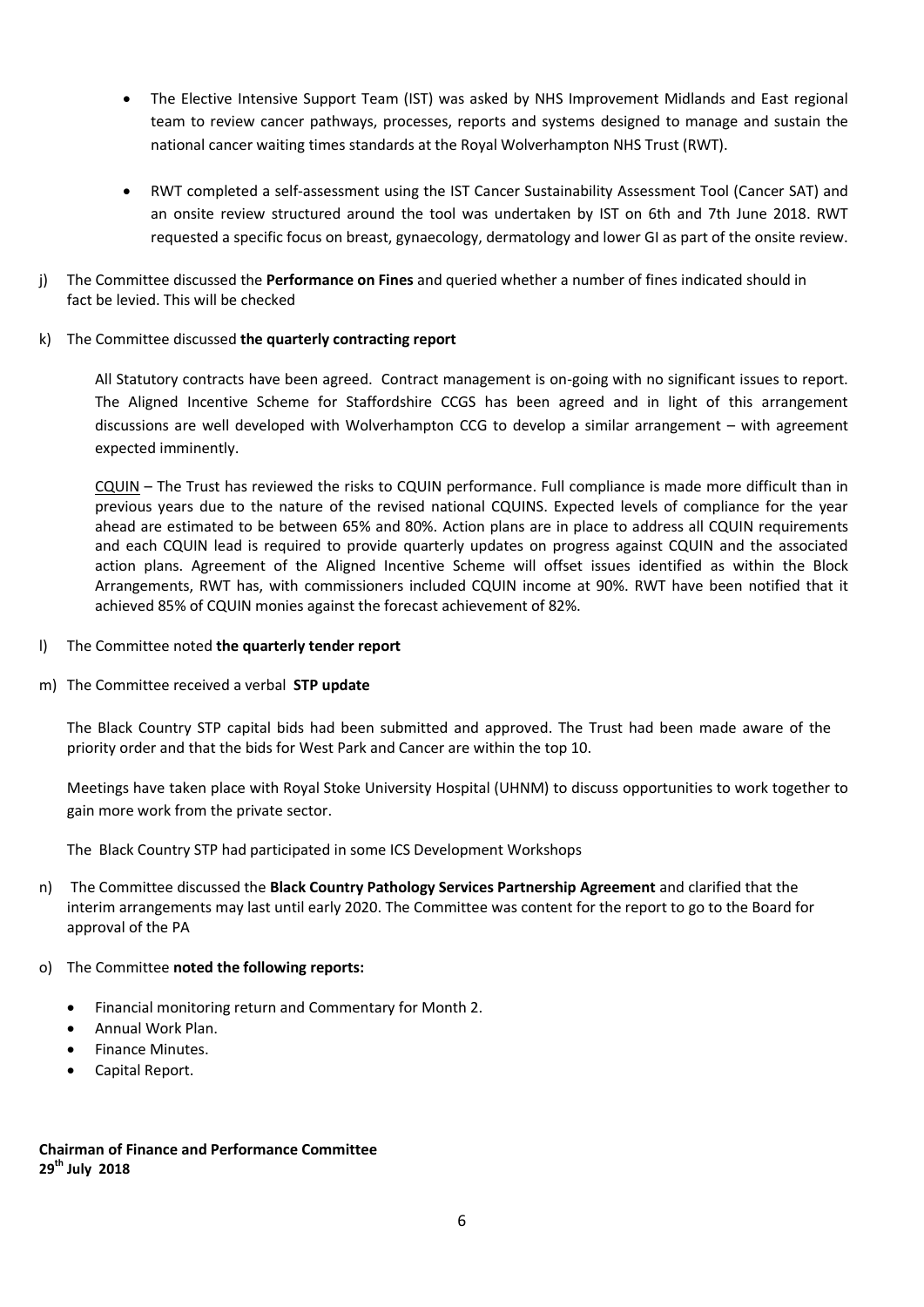- The Elective Intensive Support Team (IST) was asked by NHS Improvement Midlands and East regional team to review cancer pathways, processes, reports and systems designed to manage and sustain the national cancer waiting times standards at the Royal Wolverhampton NHS Trust (RWT).

- RWT completed a self-assessment using the IST Cancer Sustainability Assessment Tool (Cancer SAT) and an onsite review structured around the tool was undertaken by IST on 6th and 7th June 2018. RWT requested a specific focus on breast, gynaecology, dermatology and lower GI as part of the onsite review.

j) The Committee discussed the **Performance on Fines** and queried whether a number of fines indicated should in fact be levied. This will be checked

k) The Committee discussed **the quarterly contracting report**

All Statutory contracts have been agreed. Contract management is on-going with no significant issues to report. The Aligned Incentive Scheme for Staffordshire CCGS has been agreed and in light of this arrangement discussions are well developed with Wolverhampton CCG to develop a similar arrangement – with agreement expected imminently.

CQUIN – The Trust has reviewed the risks to CQUIN performance. Full compliance is made more difficult than in previous years due to the nature of the revised national CQUINS. Expected levels of compliance for the year ahead are estimated to be between 65% and 80%. Action plans are in place to address all CQUIN requirements and each CQUIN lead is required to provide quarterly updates on progress against CQUIN and the associated action plans. Agreement of the Aligned Incentive Scheme will offset issues identified as within the Block Arrangements, RWT has, with commissioners included CQUIN income at 90%. RWT have been notified that it achieved 85% of CQUIN monies against the forecast achievement of 82%.

l) The Committee noted **the quarterly tender report**

m) The Committee received a verbal **STP update**

The Black Country STP capital bids had been submitted and approved. The Trust had been made aware of the priority order and that the bids for West Park and Cancer are within the top 10.

Meetings have taken place with Royal Stoke University Hospital (UHNM) to discuss opportunities to work together to gain more work from the private sector.

The Black Country STP had participated in some ICS Development Workshops

n) The Committee discussed the **Black Country Pathology Services Partnership Agreement** and clarified that the interim arrangements may last until early 2020. The Committee was content for the report to go to the Board for approval of the PA

o) The Committee **noted the following reports:**

- Financial monitoring return and Commentary for Month 2.
- Annual Work Plan.
- Finance Minutes.
- Capital Report.

**Chairman of Finance and Performance Committee**
**29th July 2018**